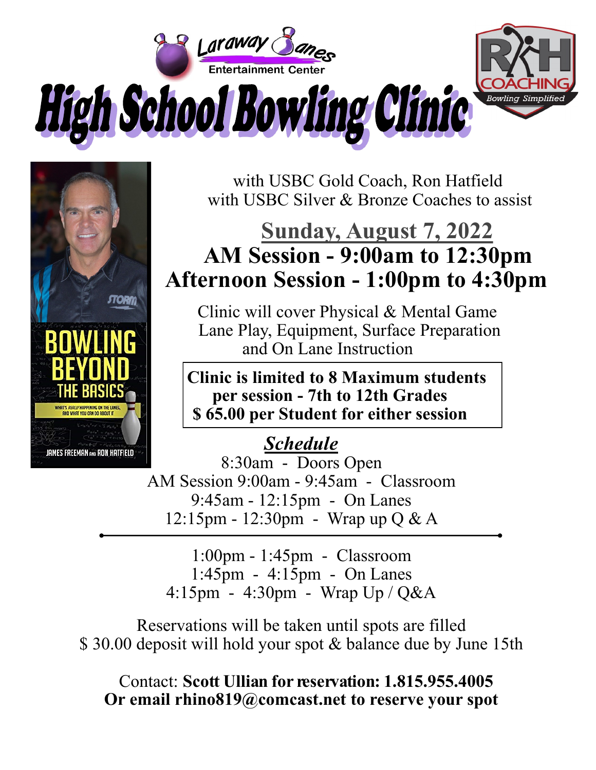Laraway Lanes
Entertainment Center

# High School Bowling Clinic

RH COACHING
Bowling Simplified

BOWLING BEYOND THE BASICS
WHAT'S REALLY HAPPENING ON THE LANES, AND WHAT YOU CAN DO ABOUT IT
JAMES FREEMAN AND RON HATFIELD

with USBC Gold Coach, Ron Hatfield
with USBC Silver & Bronze Coaches to assist

## Sunday, August 7, 2022

**AM Session - 9:00am to 12:30pm**
**Afternoon Session - 1:00pm to 4:30pm**

Clinic will cover Physical & Mental Game
Lane Play, Equipment, Surface Preparation
and On Lane Instruction

**Clinic is limited to 8 Maximum students per session - 7th to 12th Grades**
**$ 65.00 per Student for either session**

## *Schedule*

8:30am - Doors Open
AM Session 9:00am - 9:45am - Classroom
9:45am - 12:15pm - On Lanes
12:15pm - 12:30pm - Wrap up Q & A

---

1:00pm - 1:45pm - Classroom
1:45pm - 4:15pm - On Lanes
4:15pm - 4:30pm - Wrap Up / Q&A

Reservations will be taken until spots are filled
$ 30.00 deposit will hold your spot & balance due by June 15th

Contact: **Scott Ullian for reservation: 1.815.955.4005**
**Or email rhino819@comcast.net to reserve your spot**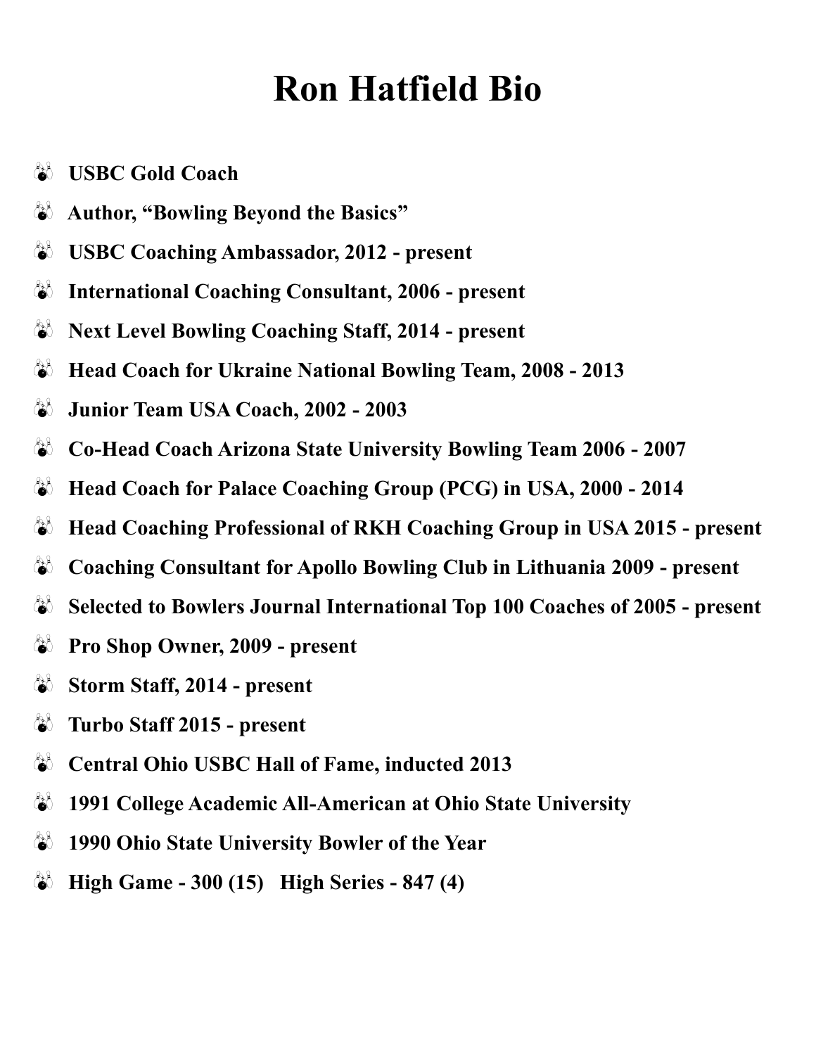# Ron Hatfield Bio

- **USBC Gold Coach**
- **Author, "Bowling Beyond the Basics"**
- **USBC Coaching Ambassador, 2012 - present**
- **International Coaching Consultant, 2006 - present**
- **Next Level Bowling Coaching Staff, 2014 - present**
- **Head Coach for Ukraine National Bowling Team, 2008 - 2013**
- **Junior Team USA Coach, 2002 - 2003**
- **Co-Head Coach Arizona State University Bowling Team 2006 - 2007**
- **Head Coach for Palace Coaching Group (PCG) in USA, 2000 - 2014**
- **Head Coaching Professional of RKH Coaching Group in USA 2015 - present**
- **Coaching Consultant for Apollo Bowling Club in Lithuania 2009 - present**
- **Selected to Bowlers Journal International Top 100 Coaches of 2005 - present**
- **Pro Shop Owner, 2009 - present**
- **Storm Staff, 2014 - present**
- **Turbo Staff 2015 - present**
- **Central Ohio USBC Hall of Fame, inducted 2013**
- **1991 College Academic All-American at Ohio State University**
- **1990 Ohio State University Bowler of the Year**
- **High Game - 300 (15) High Series - 847 (4)**